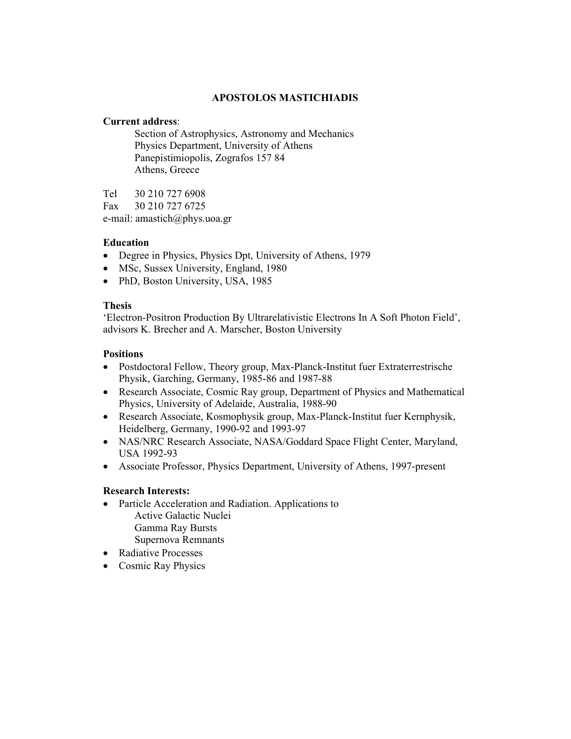# APOSTOLOS MASTICHIADIS

**Current address**:

Section of Astrophysics, Astronomy and Mechanics
Physics Department, University of Athens
Panepistimiopolis, Zografos 157 84
Athens, Greece

Tel 30 210 727 6908
Fax 30 210 727 6725
e-mail: amastich@phys.uoa.gr

## Education

- Degree in Physics, Physics Dpt, University of Athens, 1979
- MSc, Sussex University, England, 1980
- PhD, Boston University, USA, 1985

## Thesis

'Electron-Positron Production By Ultrarelativistic Electrons In A Soft Photon Field', advisors K. Brecher and A. Marscher, Boston University

## Positions

- Postdoctoral Fellow, Theory group, Max-Planck-Institut fuer Extraterrestrische Physik, Garching, Germany, 1985-86 and 1987-88
- Research Associate, Cosmic Ray group, Department of Physics and Mathematical Physics, University of Adelaide, Australia, 1988-90
- Research Associate, Kosmophysik group, Max-Planck-Institut fuer Kernphysik, Heidelberg, Germany, 1990-92 and 1993-97
- NAS/NRC Research Associate, NASA/Goddard Space Flight Center, Maryland, USA 1992-93
- Associate Professor, Physics Department, University of Athens, 1997-present

## Research Interests:

- Particle Acceleration and Radiation. Applications to
  - Active Galactic Nuclei
  - Gamma Ray Bursts
  - Supernova Remnants
- Radiative Processes
- Cosmic Ray Physics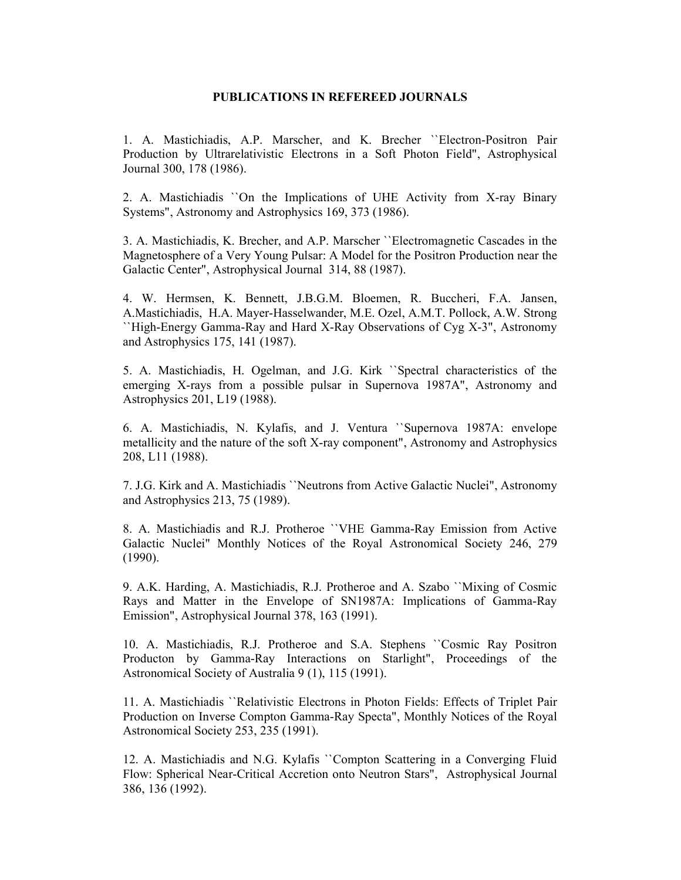**PUBLICATIONS IN REFEREED JOURNALS**

1. A. Mastichiadis, A.P. Marscher, and K. Brecher ``Electron-Positron Pair Production by Ultrarelativistic Electrons in a Soft Photon Field'', Astrophysical Journal 300, 178 (1986).

2. A. Mastichiadis ``On the Implications of UHE Activity from X-ray Binary Systems'', Astronomy and Astrophysics 169, 373 (1986).

3. A. Mastichiadis, K. Brecher, and A.P. Marscher ``Electromagnetic Cascades in the Magnetosphere of a Very Young Pulsar: A Model for the Positron Production near the Galactic Center'', Astrophysical Journal 314, 88 (1987).

4. W. Hermsen, K. Bennett, J.B.G.M. Bloemen, R. Buccheri, F.A. Jansen, A.Mastichiadis, H.A. Mayer-Hasselwander, M.E. Ozel, A.M.T. Pollock, A.W. Strong ``High-Energy Gamma-Ray and Hard X-Ray Observations of Cyg X-3'', Astronomy and Astrophysics 175, 141 (1987).

5. A. Mastichiadis, H. Ogelman, and J.G. Kirk ``Spectral characteristics of the emerging X-rays from a possible pulsar in Supernova 1987A'', Astronomy and Astrophysics 201, L19 (1988).

6. A. Mastichiadis, N. Kylafis, and J. Ventura ``Supernova 1987A: envelope metallicity and the nature of the soft X-ray component'', Astronomy and Astrophysics 208, L11 (1988).

7. J.G. Kirk and A. Mastichiadis ``Neutrons from Active Galactic Nuclei'', Astronomy and Astrophysics 213, 75 (1989).

8. A. Mastichiadis and R.J. Protheroe ``VHE Gamma-Ray Emission from Active Galactic Nuclei'' Monthly Notices of the Royal Astronomical Society 246, 279 (1990).

9. A.K. Harding, A. Mastichiadis, R.J. Protheroe and A. Szabo ``Mixing of Cosmic Rays and Matter in the Envelope of SN1987A: Implications of Gamma-Ray Emission'', Astrophysical Journal 378, 163 (1991).

10. A. Mastichiadis, R.J. Protheroe and S.A. Stephens ``Cosmic Ray Positron Producton by Gamma-Ray Interactions on Starlight'', Proceedings of the Astronomical Society of Australia 9 (1), 115 (1991).

11. A. Mastichiadis ``Relativistic Electrons in Photon Fields: Effects of Triplet Pair Production on Inverse Compton Gamma-Ray Specta'', Monthly Notices of the Royal Astronomical Society 253, 235 (1991).

12. A. Mastichiadis and N.G. Kylafis ``Compton Scattering in a Converging Fluid Flow: Spherical Near-Critical Accretion onto Neutron Stars'', Astrophysical Journal 386, 136 (1992).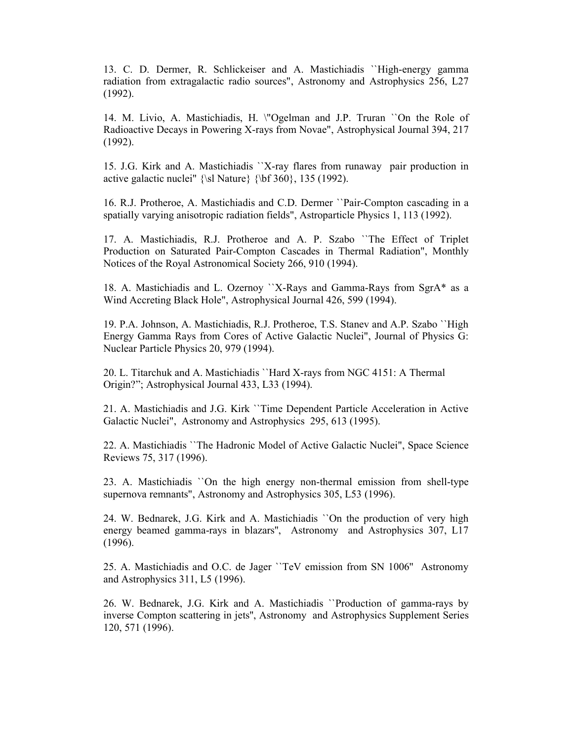13. C. D. Dermer, R. Schlickeiser and A. Mastichiadis ``High-energy gamma radiation from extragalactic radio sources'', Astronomy and Astrophysics 256, L27 (1992).

14. M. Livio, A. Mastichiadis, H. \"Ogelman and J.P. Truran ``On the Role of Radioactive Decays in Powering X-rays from Novae'', Astrophysical Journal 394, 217 (1992).

15. J.G. Kirk and A. Mastichiadis ``X-ray flares from runaway pair production in active galactic nuclei'' {\sl Nature} {\bf 360}, 135 (1992).

16. R.J. Protheroe, A. Mastichiadis and C.D. Dermer ``Pair-Compton cascading in a spatially varying anisotropic radiation fields'', Astroparticle Physics 1, 113 (1992).

17. A. Mastichiadis, R.J. Protheroe and A. P. Szabo ``The Effect of Triplet Production on Saturated Pair-Compton Cascades in Thermal Radiation'', Monthly Notices of the Royal Astronomical Society 266, 910 (1994).

18. A. Mastichiadis and L. Ozernoy ``X-Rays and Gamma-Rays from SgrA* as a Wind Accreting Black Hole'', Astrophysical Journal 426, 599 (1994).

19. P.A. Johnson, A. Mastichiadis, R.J. Protheroe, T.S. Stanev and A.P. Szabo ``High Energy Gamma Rays from Cores of Active Galactic Nuclei'', Journal of Physics G: Nuclear Particle Physics 20, 979 (1994).

20. L. Titarchuk and A. Mastichiadis ``Hard X-rays from NGC 4151: A Thermal Origin?"; Astrophysical Journal 433, L33 (1994).

21. A. Mastichiadis and J.G. Kirk ``Time Dependent Particle Acceleration in Active Galactic Nuclei'', Astronomy and Astrophysics 295, 613 (1995).

22. A. Mastichiadis ``The Hadronic Model of Active Galactic Nuclei'', Space Science Reviews 75, 317 (1996).

23. A. Mastichiadis ``On the high energy non-thermal emission from shell-type supernova remnants'', Astronomy and Astrophysics 305, L53 (1996).

24. W. Bednarek, J.G. Kirk and A. Mastichiadis ``On the production of very high energy beamed gamma-rays in blazars'', Astronomy and Astrophysics 307, L17 (1996).

25. A. Mastichiadis and O.C. de Jager ``TeV emission from SN 1006'' Astronomy and Astrophysics 311, L5 (1996).

26. W. Bednarek, J.G. Kirk and A. Mastichiadis ``Production of gamma-rays by inverse Compton scattering in jets'', Astronomy and Astrophysics Supplement Series 120, 571 (1996).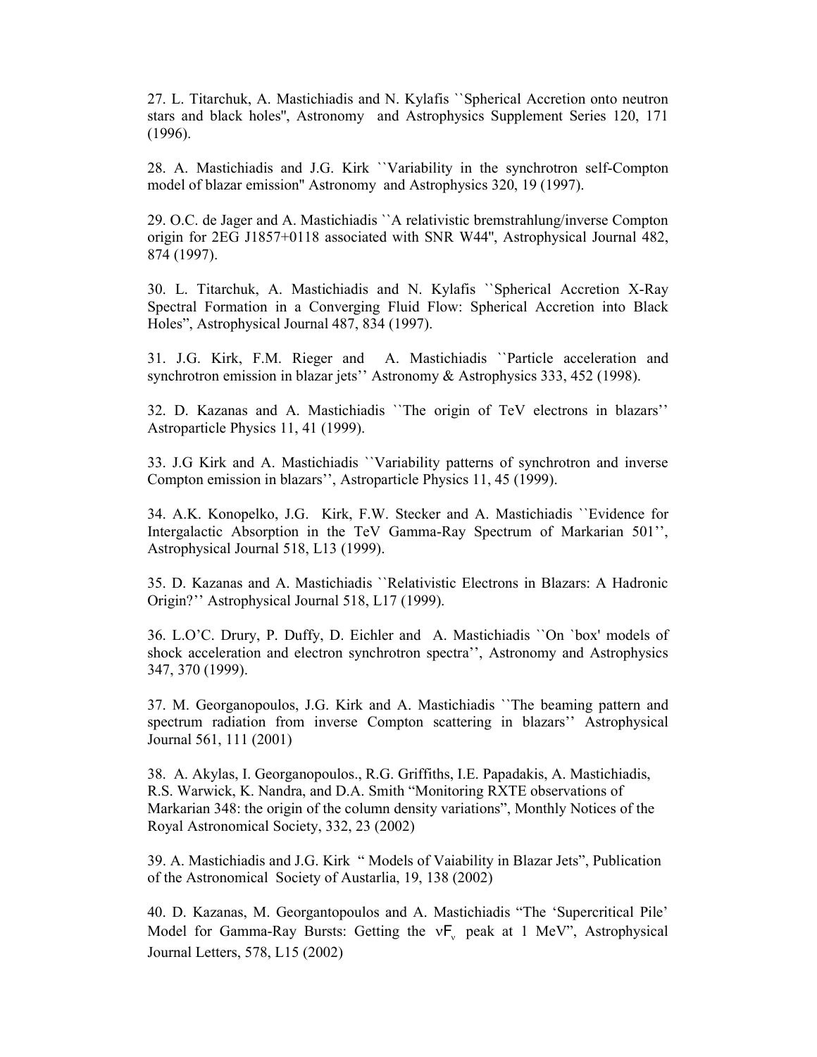27. L. Titarchuk, A. Mastichiadis and N. Kylafis ``Spherical Accretion onto neutron stars and black holes'', Astronomy and Astrophysics Supplement Series 120, 171 (1996).

28. A. Mastichiadis and J.G. Kirk ``Variability in the synchrotron self-Compton model of blazar emission'' Astronomy and Astrophysics 320, 19 (1997).

29. O.C. de Jager and A. Mastichiadis ``A relativistic bremstrahlung/inverse Compton origin for 2EG J1857+0118 associated with SNR W44'', Astrophysical Journal 482, 874 (1997).

30. L. Titarchuk, A. Mastichiadis and N. Kylafis ``Spherical Accretion X-Ray Spectral Formation in a Converging Fluid Flow: Spherical Accretion into Black Holes", Astrophysical Journal 487, 834 (1997).

31. J.G. Kirk, F.M. Rieger and A. Mastichiadis ``Particle acceleration and synchrotron emission in blazar jets'' Astronomy & Astrophysics 333, 452 (1998).

32. D. Kazanas and A. Mastichiadis ``The origin of TeV electrons in blazars'' Astroparticle Physics 11, 41 (1999).

33. J.G Kirk and A. Mastichiadis ``Variability patterns of synchrotron and inverse Compton emission in blazars'', Astroparticle Physics 11, 45 (1999).

34. A.K. Konopelko, J.G. Kirk, F.W. Stecker and A. Mastichiadis ``Evidence for Intergalactic Absorption in the TeV Gamma-Ray Spectrum of Markarian 501'', Astrophysical Journal 518, L13 (1999).

35. D. Kazanas and A. Mastichiadis ``Relativistic Electrons in Blazars: A Hadronic Origin?'' Astrophysical Journal 518, L17 (1999).

36. L.O'C. Drury, P. Duffy, D. Eichler and A. Mastichiadis ``On `box' models of shock acceleration and electron synchrotron spectra'', Astronomy and Astrophysics 347, 370 (1999).

37. M. Georganopoulos, J.G. Kirk and A. Mastichiadis ``The beaming pattern and spectrum radiation from inverse Compton scattering in blazars'' Astrophysical Journal 561, 111 (2001)

38. A. Akylas, I. Georganopoulos., R.G. Griffiths, I.E. Papadakis, A. Mastichiadis, R.S. Warwick, K. Nandra, and D.A. Smith "Monitoring RXTE observations of Markarian 348: the origin of the column density variations", Monthly Notices of the Royal Astronomical Society, 332, 23 (2002)

39. A. Mastichiadis and J.G. Kirk " Models of Vaiability in Blazar Jets", Publication of the Astronomical Society of Austarlia, 19, 138 (2002)

40. D. Kazanas, M. Georgantopoulos and A. Mastichiadis "The 'Supercritical Pile' Model for Gamma-Ray Bursts: Getting the $\nu F_\nu$ peak at 1 MeV", Astrophysical Journal Letters, 578, L15 (2002)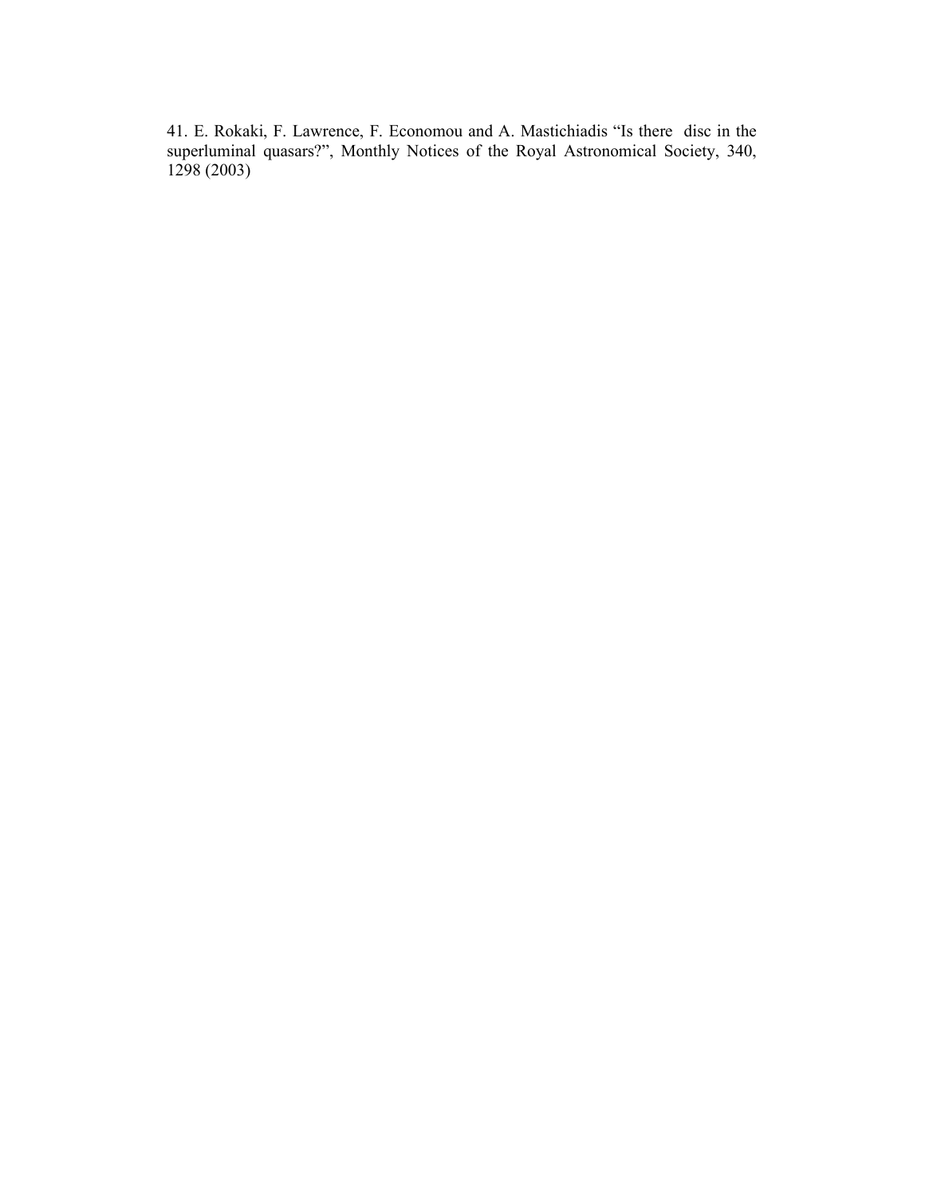41. E. Rokaki, F. Lawrence, F. Economou and A. Mastichiadis "Is there disc in the superluminal quasars?", Monthly Notices of the Royal Astronomical Society, 340, 1298 (2003)